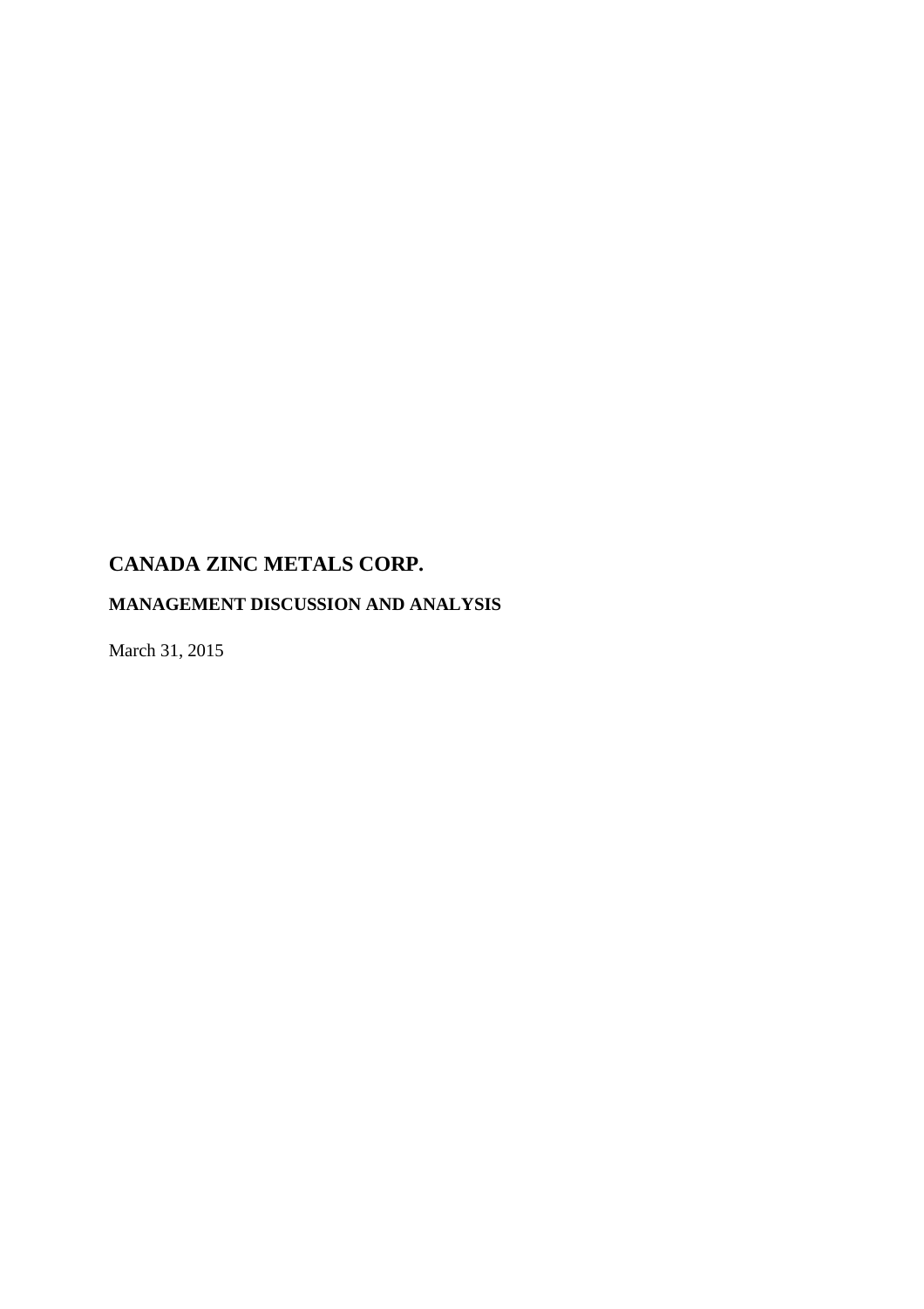# CANADA ZINC METALS CORP.

## MANAGEMENT DISCUSSION AND ANALYSIS

March 31, 2015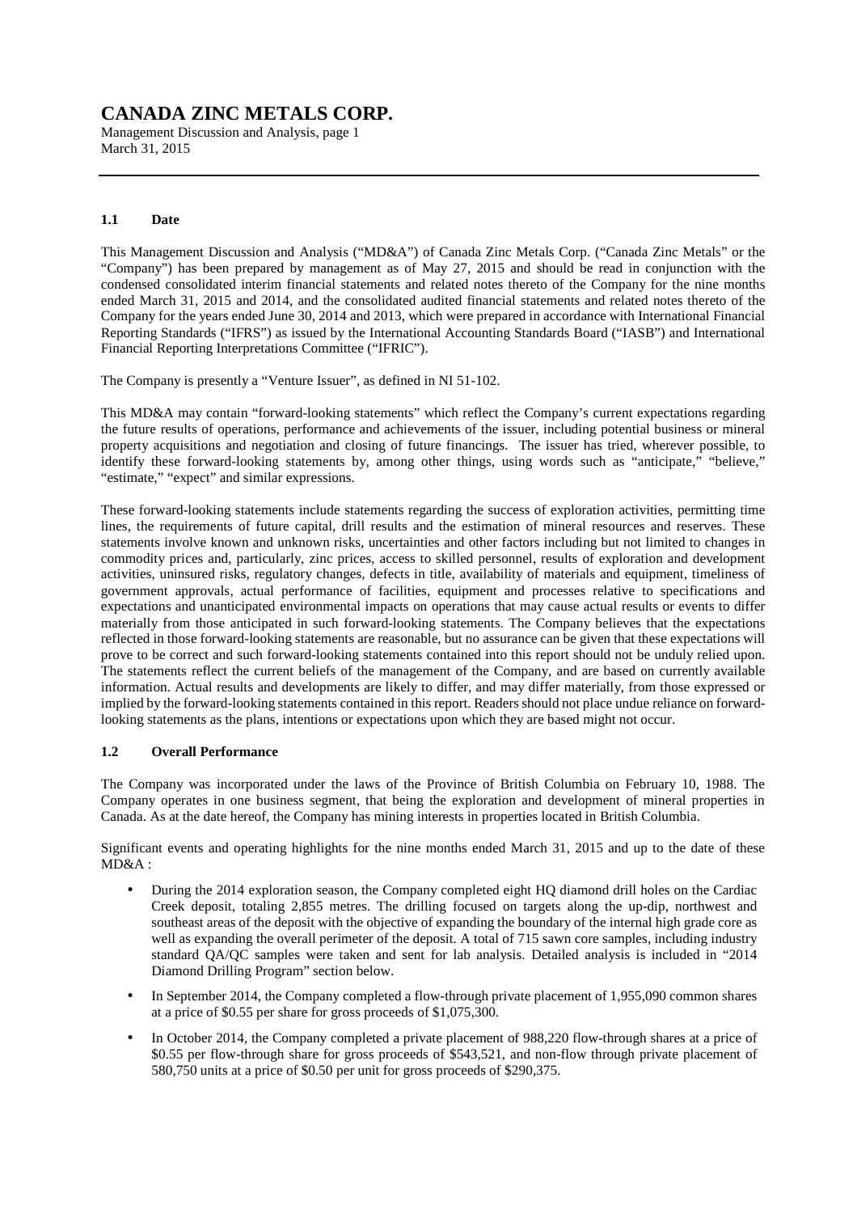# CANADA ZINC METALS CORP.

Management Discussion and Analysis, page 1
March 31, 2015

## 1.1 Date

This Management Discussion and Analysis ("MD&A") of Canada Zinc Metals Corp. ("Canada Zinc Metals" or the "Company") has been prepared by management as of May 27, 2015 and should be read in conjunction with the condensed consolidated interim financial statements and related notes thereto of the Company for the nine months ended March 31, 2015 and 2014, and the consolidated audited financial statements and related notes thereto of the Company for the years ended June 30, 2014 and 2013, which were prepared in accordance with International Financial Reporting Standards ("IFRS") as issued by the International Accounting Standards Board ("IASB") and International Financial Reporting Interpretations Committee ("IFRIC").

The Company is presently a "Venture Issuer", as defined in NI 51-102.

This MD&A may contain "forward-looking statements" which reflect the Company's current expectations regarding the future results of operations, performance and achievements of the issuer, including potential business or mineral property acquisitions and negotiation and closing of future financings. The issuer has tried, wherever possible, to identify these forward-looking statements by, among other things, using words such as "anticipate," "believe," "estimate," "expect" and similar expressions.

These forward-looking statements include statements regarding the success of exploration activities, permitting time lines, the requirements of future capital, drill results and the estimation of mineral resources and reserves. These statements involve known and unknown risks, uncertainties and other factors including but not limited to changes in commodity prices and, particularly, zinc prices, access to skilled personnel, results of exploration and development activities, uninsured risks, regulatory changes, defects in title, availability of materials and equipment, timeliness of government approvals, actual performance of facilities, equipment and processes relative to specifications and expectations and unanticipated environmental impacts on operations that may cause actual results or events to differ materially from those anticipated in such forward-looking statements. The Company believes that the expectations reflected in those forward-looking statements are reasonable, but no assurance can be given that these expectations will prove to be correct and such forward-looking statements contained into this report should not be unduly relied upon. The statements reflect the current beliefs of the management of the Company, and are based on currently available information. Actual results and developments are likely to differ, and may differ materially, from those expressed or implied by the forward-looking statements contained in this report. Readers should not place undue reliance on forward-looking statements as the plans, intentions or expectations upon which they are based might not occur.

## 1.2 Overall Performance

The Company was incorporated under the laws of the Province of British Columbia on February 10, 1988. The Company operates in one business segment, that being the exploration and development of mineral properties in Canada. As at the date hereof, the Company has mining interests in properties located in British Columbia.

Significant events and operating highlights for the nine months ended March 31, 2015 and up to the date of these MD&A :

- During the 2014 exploration season, the Company completed eight HQ diamond drill holes on the Cardiac Creek deposit, totaling 2,855 metres. The drilling focused on targets along the up-dip, northwest and southeast areas of the deposit with the objective of expanding the boundary of the internal high grade core as well as expanding the overall perimeter of the deposit. A total of 715 sawn core samples, including industry standard QA/QC samples were taken and sent for lab analysis. Detailed analysis is included in "2014 Diamond Drilling Program" section below.
- In September 2014, the Company completed a flow-through private placement of 1,955,090 common shares at a price of $0.55 per share for gross proceeds of $1,075,300.
- In October 2014, the Company completed a private placement of 988,220 flow-through shares at a price of $0.55 per flow-through share for gross proceeds of $543,521, and non-flow through private placement of 580,750 units at a price of $0.50 per unit for gross proceeds of $290,375.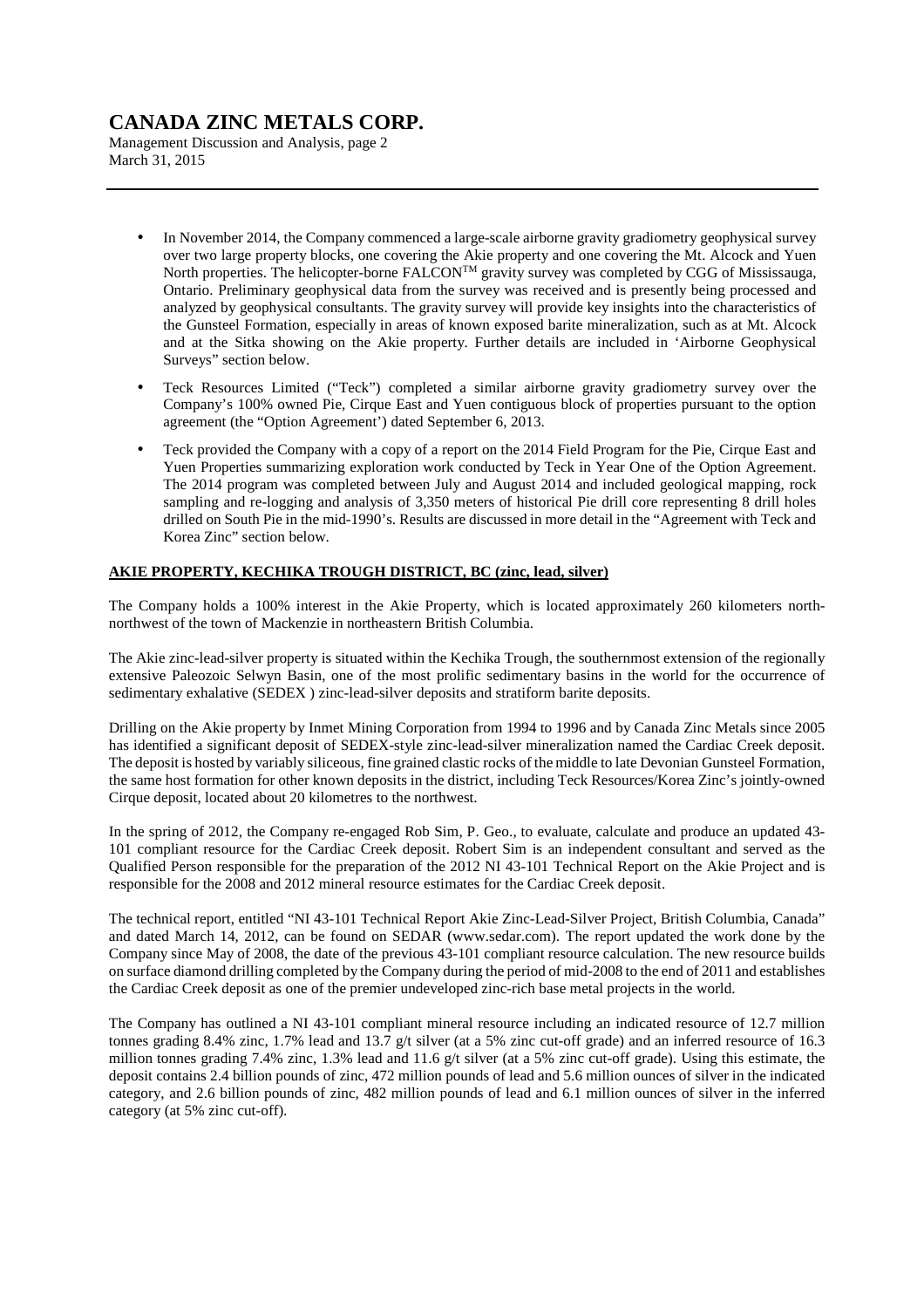- In November 2014, the Company commenced a large-scale airborne gravity gradiometry geophysical survey over two large property blocks, one covering the Akie property and one covering the Mt. Alcock and Yuen North properties. The helicopter-borne FALCON™ gravity survey was completed by CGG of Mississauga, Ontario. Preliminary geophysical data from the survey was received and is presently being processed and analyzed by geophysical consultants. The gravity survey will provide key insights into the characteristics of the Gunsteel Formation, especially in areas of known exposed barite mineralization, such as at Mt. Alcock and at the Sitka showing on the Akie property. Further details are included in 'Airborne Geophysical Surveys" section below.
- Teck Resources Limited ("Teck") completed a similar airborne gravity gradiometry survey over the Company's 100% owned Pie, Cirque East and Yuen contiguous block of properties pursuant to the option agreement (the "Option Agreement') dated September 6, 2013.
- Teck provided the Company with a copy of a report on the 2014 Field Program for the Pie, Cirque East and Yuen Properties summarizing exploration work conducted by Teck in Year One of the Option Agreement. The 2014 program was completed between July and August 2014 and included geological mapping, rock sampling and re-logging and analysis of 3,350 meters of historical Pie drill core representing 8 drill holes drilled on South Pie in the mid-1990's. Results are discussed in more detail in the "Agreement with Teck and Korea Zinc" section below.

**AKIE PROPERTY, KECHIKA TROUGH DISTRICT, BC (zinc, lead, silver)**

The Company holds a 100% interest in the Akie Property, which is located approximately 260 kilometers north-northwest of the town of Mackenzie in northeastern British Columbia.

The Akie zinc-lead-silver property is situated within the Kechika Trough, the southernmost extension of the regionally extensive Paleozoic Selwyn Basin, one of the most prolific sedimentary basins in the world for the occurrence of sedimentary exhalative (SEDEX ) zinc-lead-silver deposits and stratiform barite deposits.

Drilling on the Akie property by Inmet Mining Corporation from 1994 to 1996 and by Canada Zinc Metals since 2005 has identified a significant deposit of SEDEX-style zinc-lead-silver mineralization named the Cardiac Creek deposit. The deposit is hosted by variably siliceous, fine grained clastic rocks of the middle to late Devonian Gunsteel Formation, the same host formation for other known deposits in the district, including Teck Resources/Korea Zinc's jointly-owned Cirque deposit, located about 20 kilometres to the northwest.

In the spring of 2012, the Company re-engaged Rob Sim, P. Geo., to evaluate, calculate and produce an updated 43-101 compliant resource for the Cardiac Creek deposit. Robert Sim is an independent consultant and served as the Qualified Person responsible for the preparation of the 2012 NI 43-101 Technical Report on the Akie Project and is responsible for the 2008 and 2012 mineral resource estimates for the Cardiac Creek deposit.

The technical report, entitled "NI 43-101 Technical Report Akie Zinc-Lead-Silver Project, British Columbia, Canada" and dated March 14, 2012, can be found on SEDAR (www.sedar.com). The report updated the work done by the Company since May of 2008, the date of the previous 43-101 compliant resource calculation. The new resource builds on surface diamond drilling completed by the Company during the period of mid-2008 to the end of 2011 and establishes the Cardiac Creek deposit as one of the premier undeveloped zinc-rich base metal projects in the world.

The Company has outlined a NI 43-101 compliant mineral resource including an indicated resource of 12.7 million tonnes grading 8.4% zinc, 1.7% lead and 13.7 g/t silver (at a 5% zinc cut-off grade) and an inferred resource of 16.3 million tonnes grading 7.4% zinc, 1.3% lead and 11.6 g/t silver (at a 5% zinc cut-off grade). Using this estimate, the deposit contains 2.4 billion pounds of zinc, 472 million pounds of lead and 5.6 million ounces of silver in the indicated category, and 2.6 billion pounds of zinc, 482 million pounds of lead and 6.1 million ounces of silver in the inferred category (at 5% zinc cut-off).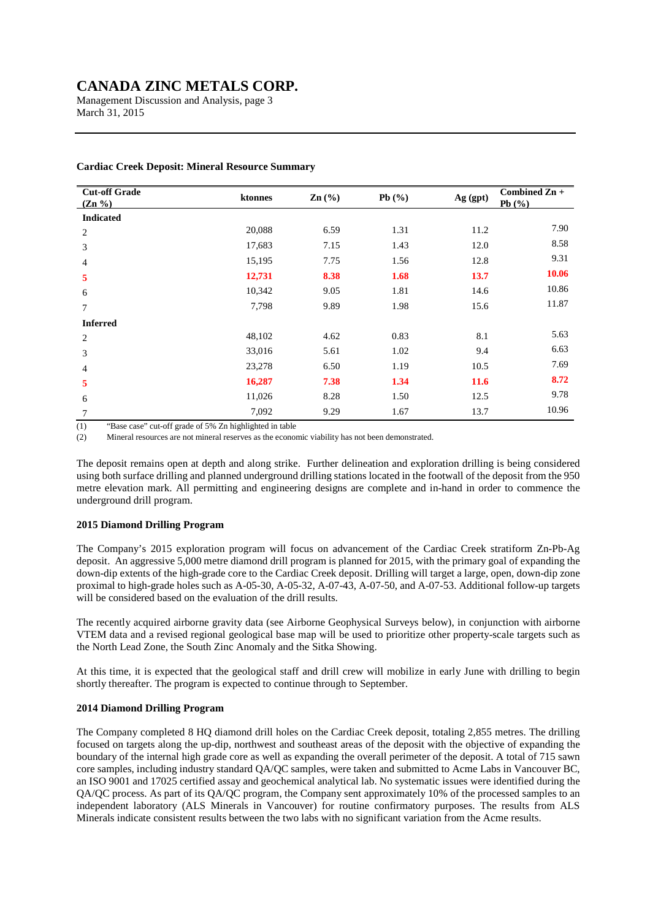### Cardiac Creek Deposit: Mineral Resource Summary

| Cut-off Grade (Zn %) | ktonnes | Zn (%) | Pb (%) | Ag (gpt) | Combined Zn + Pb (%) |
|---|---|---|---|---|---|
| **Indicated** | | | | | |
| 2 | 20,088 | 6.59 | 1.31 | 11.2 | 7.90 |
| 3 | 17,683 | 7.15 | 1.43 | 12.0 | 8.58 |
| 4 | 15,195 | 7.75 | 1.56 | 12.8 | 9.31 |
| **5** | **12,731** | **8.38** | **1.68** | **13.7** | **10.06** |
| 6 | 10,342 | 9.05 | 1.81 | 14.6 | 10.86 |
| 7 | 7,798 | 9.89 | 1.98 | 15.6 | 11.87 |
| **Inferred** | | | | | |
| 2 | 48,102 | 4.62 | 0.83 | 8.1 | 5.63 |
| 3 | 33,016 | 5.61 | 1.02 | 9.4 | 6.63 |
| 4 | 23,278 | 6.50 | 1.19 | 10.5 | 7.69 |
| **5** | **16,287** | **7.38** | **1.34** | **11.6** | **8.72** |
| 6 | 11,026 | 8.28 | 1.50 | 12.5 | 9.78 |
| 7 | 7,092 | 9.29 | 1.67 | 13.7 | 10.96 |

(1) "Base case" cut-off grade of 5% Zn highlighted in table
(2) Mineral resources are not mineral reserves as the economic viability has not been demonstrated.

The deposit remains open at depth and along strike. Further delineation and exploration drilling is being considered using both surface drilling and planned underground drilling stations located in the footwall of the deposit from the 950 metre elevation mark. All permitting and engineering designs are complete and in-hand in order to commence the underground drill program.

### 2015 Diamond Drilling Program

The Company's 2015 exploration program will focus on advancement of the Cardiac Creek stratiform Zn-Pb-Ag deposit. An aggressive 5,000 metre diamond drill program is planned for 2015, with the primary goal of expanding the down-dip extents of the high-grade core to the Cardiac Creek deposit. Drilling will target a large, open, down-dip zone proximal to high-grade holes such as A-05-30, A-05-32, A-07-43, A-07-50, and A-07-53. Additional follow-up targets will be considered based on the evaluation of the drill results.

The recently acquired airborne gravity data (see Airborne Geophysical Surveys below), in conjunction with airborne VTEM data and a revised regional geological base map will be used to prioritize other property-scale targets such as the North Lead Zone, the South Zinc Anomaly and the Sitka Showing.

At this time, it is expected that the geological staff and drill crew will mobilize in early June with drilling to begin shortly thereafter. The program is expected to continue through to September.

### 2014 Diamond Drilling Program

The Company completed 8 HQ diamond drill holes on the Cardiac Creek deposit, totaling 2,855 metres. The drilling focused on targets along the up-dip, northwest and southeast areas of the deposit with the objective of expanding the boundary of the internal high grade core as well as expanding the overall perimeter of the deposit. A total of 715 sawn core samples, including industry standard QA/QC samples, were taken and submitted to Acme Labs in Vancouver BC, an ISO 9001 and 17025 certified assay and geochemical analytical lab. No systematic issues were identified during the QA/QC process. As part of its QA/QC program, the Company sent approximately 10% of the processed samples to an independent laboratory (ALS Minerals in Vancouver) for routine confirmatory purposes. The results from ALS Minerals indicate consistent results between the two labs with no significant variation from the Acme results.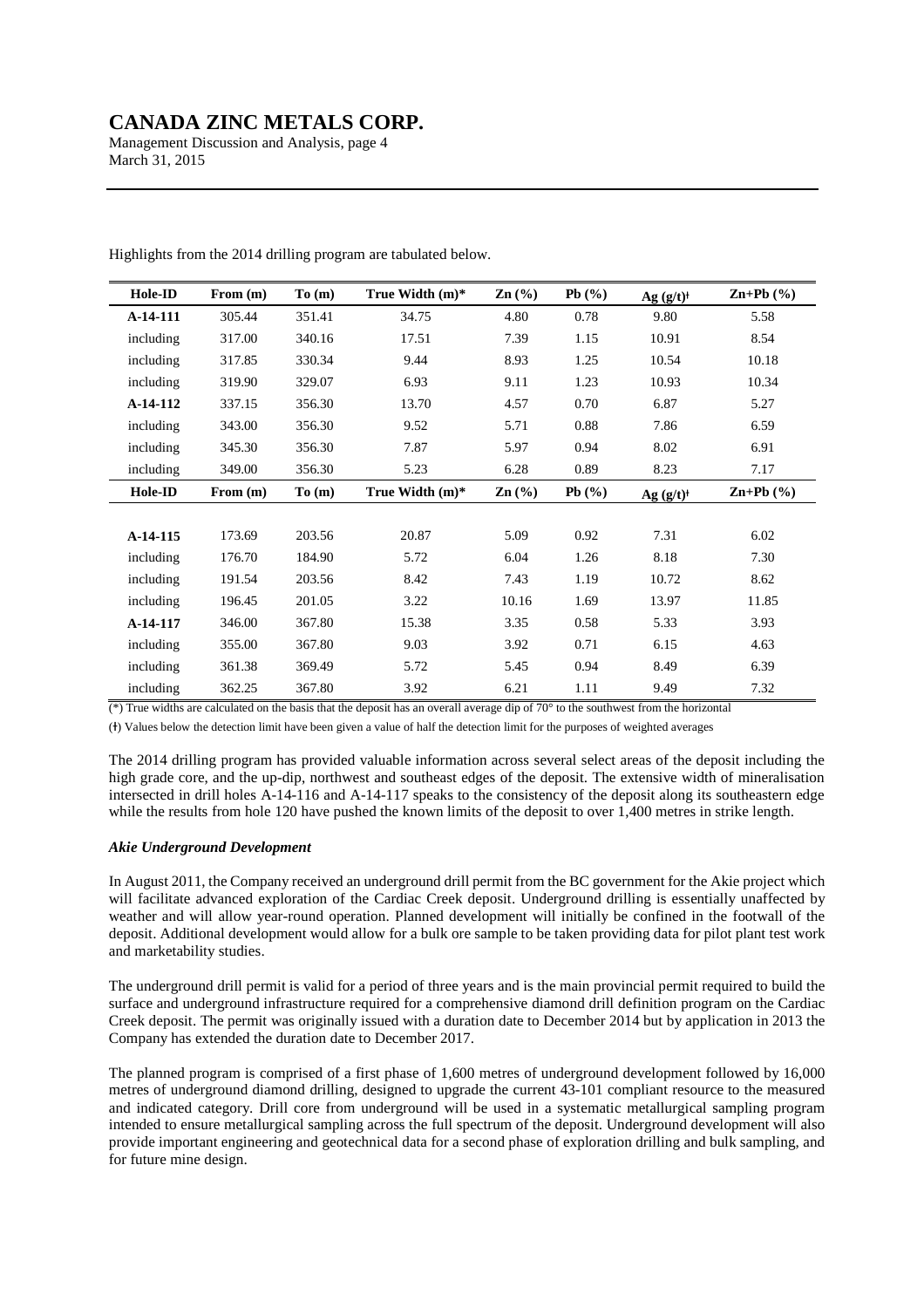Highlights from the 2014 drilling program are tabulated below.

| Hole-ID | From (m) | To (m) | True Width (m)* | Zn (%) | Pb (%) | Ag (g/t)ǂ | Zn+Pb (%) |
|---|---|---|---|---|---|---|---|
| **A-14-111** | 305.44 | 351.41 | 34.75 | 4.80 | 0.78 | 9.80 | 5.58 |
| including | 317.00 | 340.16 | 17.51 | 7.39 | 1.15 | 10.91 | 8.54 |
| including | 317.85 | 330.34 | 9.44 | 8.93 | 1.25 | 10.54 | 10.18 |
| including | 319.90 | 329.07 | 6.93 | 9.11 | 1.23 | 10.93 | 10.34 |
| **A-14-112** | 337.15 | 356.30 | 13.70 | 4.57 | 0.70 | 6.87 | 5.27 |
| including | 343.00 | 356.30 | 9.52 | 5.71 | 0.88 | 7.86 | 6.59 |
| including | 345.30 | 356.30 | 7.87 | 5.97 | 0.94 | 8.02 | 6.91 |
| including | 349.00 | 356.30 | 5.23 | 6.28 | 0.89 | 8.23 | 7.17 |
| **Hole-ID** | **From (m)** | **To (m)** | **True Width (m)*** | **Zn (%)** | **Pb (%)** | **Ag (g/t)ǂ** | **Zn+Pb (%)** |
| **A-14-115** | 173.69 | 203.56 | 20.87 | 5.09 | 0.92 | 7.31 | 6.02 |
| including | 176.70 | 184.90 | 5.72 | 6.04 | 1.26 | 8.18 | 7.30 |
| including | 191.54 | 203.56 | 8.42 | 7.43 | 1.19 | 10.72 | 8.62 |
| including | 196.45 | 201.05 | 3.22 | 10.16 | 1.69 | 13.97 | 11.85 |
| **A-14-117** | 346.00 | 367.80 | 15.38 | 3.35 | 0.58 | 5.33 | 3.93 |
| including | 355.00 | 367.80 | 9.03 | 3.92 | 0.71 | 6.15 | 4.63 |
| including | 361.38 | 369.49 | 5.72 | 5.45 | 0.94 | 8.49 | 6.39 |
| including | 362.25 | 367.80 | 3.92 | 6.21 | 1.11 | 9.49 | 7.32 |

(*) True widths are calculated on the basis that the deposit has an overall average dip of 70° to the southwest from the horizontal

(ǂ) Values below the detection limit have been given a value of half the detection limit for the purposes of weighted averages

The 2014 drilling program has provided valuable information across several select areas of the deposit including the high grade core, and the up-dip, northwest and southeast edges of the deposit. The extensive width of mineralisation intersected in drill holes A-14-116 and A-14-117 speaks to the consistency of the deposit along its southeastern edge while the results from hole 120 have pushed the known limits of the deposit to over 1,400 metres in strike length.

***Akie Underground Development***

In August 2011, the Company received an underground drill permit from the BC government for the Akie project which will facilitate advanced exploration of the Cardiac Creek deposit. Underground drilling is essentially unaffected by weather and will allow year-round operation. Planned development will initially be confined in the footwall of the deposit. Additional development would allow for a bulk ore sample to be taken providing data for pilot plant test work and marketability studies.

The underground drill permit is valid for a period of three years and is the main provincial permit required to build the surface and underground infrastructure required for a comprehensive diamond drill definition program on the Cardiac Creek deposit. The permit was originally issued with a duration date to December 2014 but by application in 2013 the Company has extended the duration date to December 2017.

The planned program is comprised of a first phase of 1,600 metres of underground development followed by 16,000 metres of underground diamond drilling, designed to upgrade the current 43-101 compliant resource to the measured and indicated category. Drill core from underground will be used in a systematic metallurgical sampling program intended to ensure metallurgical sampling across the full spectrum of the deposit. Underground development will also provide important engineering and geotechnical data for a second phase of exploration drilling and bulk sampling, and for future mine design.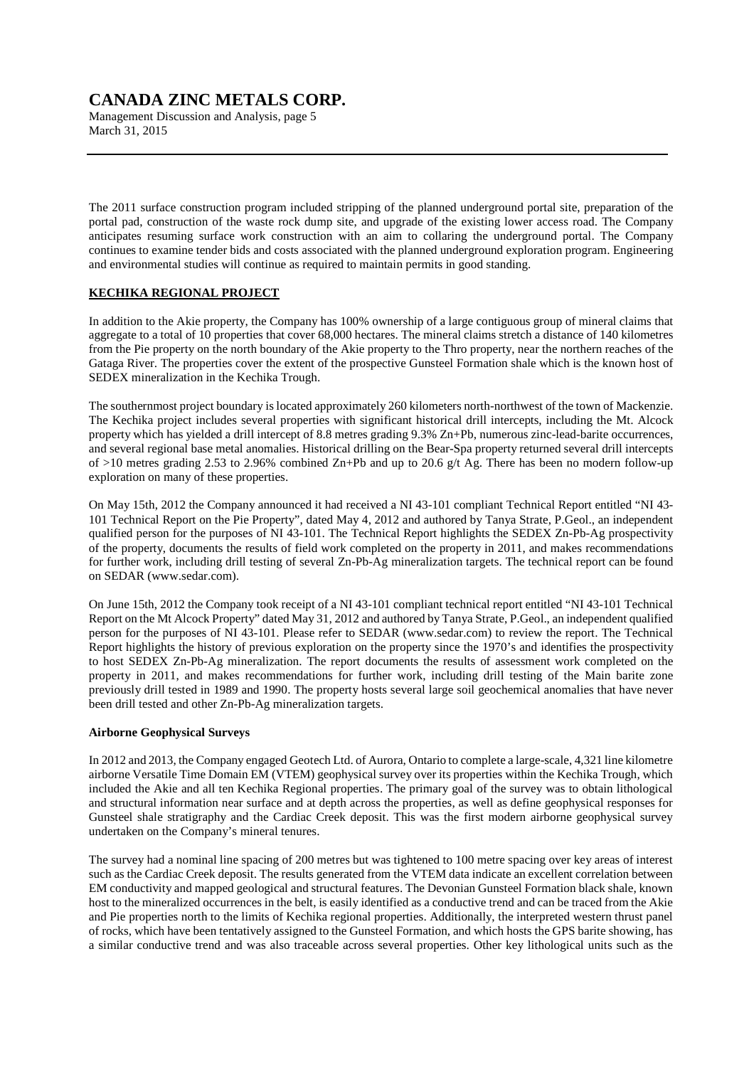The 2011 surface construction program included stripping of the planned underground portal site, preparation of the portal pad, construction of the waste rock dump site, and upgrade of the existing lower access road. The Company anticipates resuming surface work construction with an aim to collaring the underground portal. The Company continues to examine tender bids and costs associated with the planned underground exploration program. Engineering and environmental studies will continue as required to maintain permits in good standing.

## KECHIKA REGIONAL PROJECT

In addition to the Akie property, the Company has 100% ownership of a large contiguous group of mineral claims that aggregate to a total of 10 properties that cover 68,000 hectares. The mineral claims stretch a distance of 140 kilometres from the Pie property on the north boundary of the Akie property to the Thro property, near the northern reaches of the Gataga River. The properties cover the extent of the prospective Gunsteel Formation shale which is the known host of SEDEX mineralization in the Kechika Trough.

The southernmost project boundary is located approximately 260 kilometers north-northwest of the town of Mackenzie. The Kechika project includes several properties with significant historical drill intercepts, including the Mt. Alcock property which has yielded a drill intercept of 8.8 metres grading 9.3% Zn+Pb, numerous zinc-lead-barite occurrences, and several regional base metal anomalies. Historical drilling on the Bear-Spa property returned several drill intercepts of >10 metres grading 2.53 to 2.96% combined Zn+Pb and up to 20.6 g/t Ag. There has been no modern follow-up exploration on many of these properties.

On May 15th, 2012 the Company announced it had received a NI 43-101 compliant Technical Report entitled "NI 43-101 Technical Report on the Pie Property", dated May 4, 2012 and authored by Tanya Strate, P.Geol., an independent qualified person for the purposes of NI 43-101. The Technical Report highlights the SEDEX Zn-Pb-Ag prospectivity of the property, documents the results of field work completed on the property in 2011, and makes recommendations for further work, including drill testing of several Zn-Pb-Ag mineralization targets. The technical report can be found on SEDAR (www.sedar.com).

On June 15th, 2012 the Company took receipt of a NI 43-101 compliant technical report entitled "NI 43-101 Technical Report on the Mt Alcock Property" dated May 31, 2012 and authored by Tanya Strate, P.Geol., an independent qualified person for the purposes of NI 43-101. Please refer to SEDAR (www.sedar.com) to review the report. The Technical Report highlights the history of previous exploration on the property since the 1970's and identifies the prospectivity to host SEDEX Zn-Pb-Ag mineralization. The report documents the results of assessment work completed on the property in 2011, and makes recommendations for further work, including drill testing of the Main barite zone previously drill tested in 1989 and 1990. The property hosts several large soil geochemical anomalies that have never been drill tested and other Zn-Pb-Ag mineralization targets.

### Airborne Geophysical Surveys

In 2012 and 2013, the Company engaged Geotech Ltd. of Aurora, Ontario to complete a large-scale, 4,321 line kilometre airborne Versatile Time Domain EM (VTEM) geophysical survey over its properties within the Kechika Trough, which included the Akie and all ten Kechika Regional properties. The primary goal of the survey was to obtain lithological and structural information near surface and at depth across the properties, as well as define geophysical responses for Gunsteel shale stratigraphy and the Cardiac Creek deposit. This was the first modern airborne geophysical survey undertaken on the Company's mineral tenures.

The survey had a nominal line spacing of 200 metres but was tightened to 100 metre spacing over key areas of interest such as the Cardiac Creek deposit. The results generated from the VTEM data indicate an excellent correlation between EM conductivity and mapped geological and structural features. The Devonian Gunsteel Formation black shale, known host to the mineralized occurrences in the belt, is easily identified as a conductive trend and can be traced from the Akie and Pie properties north to the limits of Kechika regional properties. Additionally, the interpreted western thrust panel of rocks, which have been tentatively assigned to the Gunsteel Formation, and which hosts the GPS barite showing, has a similar conductive trend and was also traceable across several properties. Other key lithological units such as the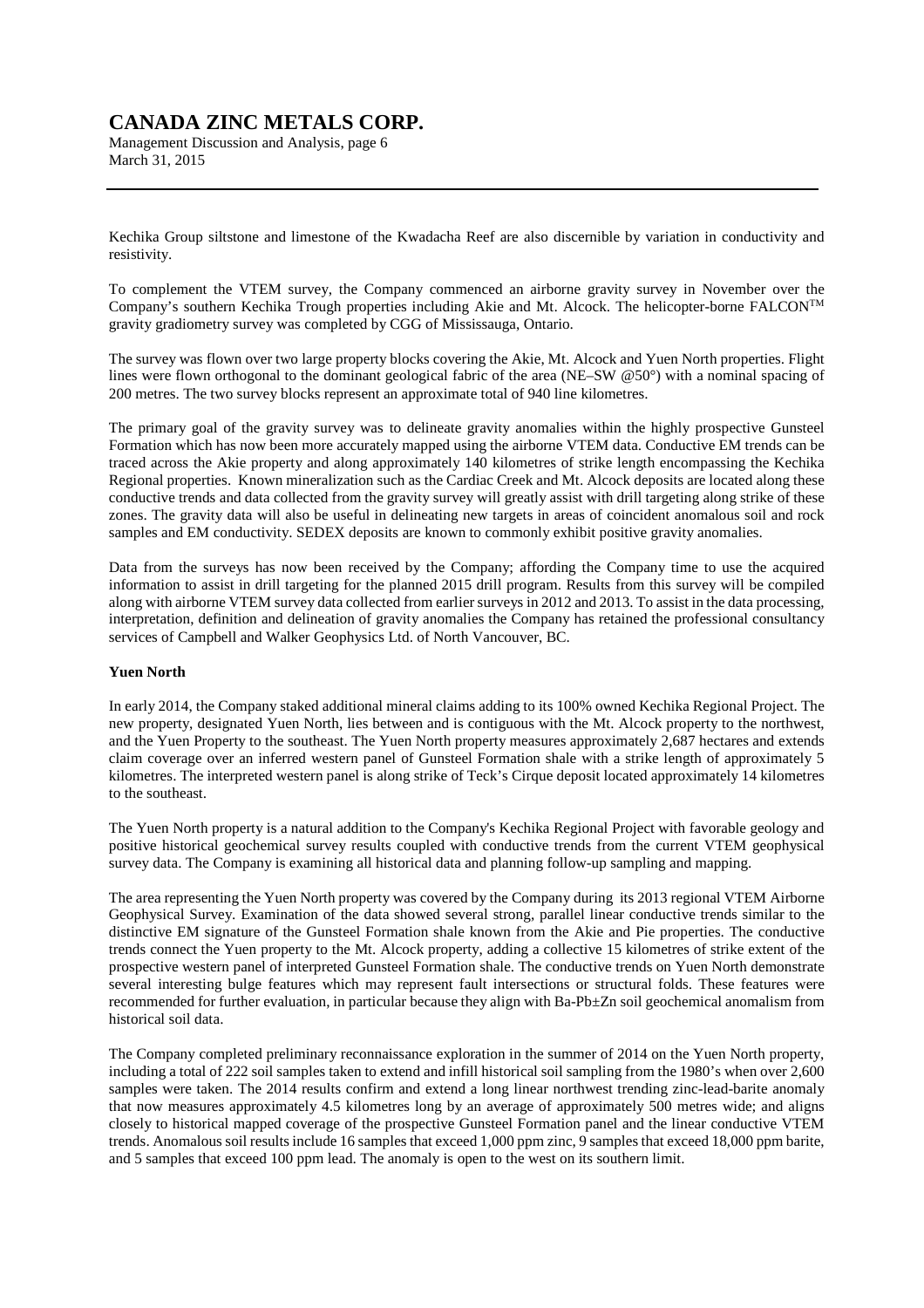Kechika Group siltstone and limestone of the Kwadacha Reef are also discernible by variation in conductivity and resistivity.

To complement the VTEM survey, the Company commenced an airborne gravity survey in November over the Company's southern Kechika Trough properties including Akie and Mt. Alcock. The helicopter-borne FALCON™ gravity gradiometry survey was completed by CGG of Mississauga, Ontario.

The survey was flown over two large property blocks covering the Akie, Mt. Alcock and Yuen North properties. Flight lines were flown orthogonal to the dominant geological fabric of the area (NE–SW @50°) with a nominal spacing of 200 metres. The two survey blocks represent an approximate total of 940 line kilometres.

The primary goal of the gravity survey was to delineate gravity anomalies within the highly prospective Gunsteel Formation which has now been more accurately mapped using the airborne VTEM data. Conductive EM trends can be traced across the Akie property and along approximately 140 kilometres of strike length encompassing the Kechika Regional properties. Known mineralization such as the Cardiac Creek and Mt. Alcock deposits are located along these conductive trends and data collected from the gravity survey will greatly assist with drill targeting along strike of these zones. The gravity data will also be useful in delineating new targets in areas of coincident anomalous soil and rock samples and EM conductivity. SEDEX deposits are known to commonly exhibit positive gravity anomalies.

Data from the surveys has now been received by the Company; affording the Company time to use the acquired information to assist in drill targeting for the planned 2015 drill program. Results from this survey will be compiled along with airborne VTEM survey data collected from earlier surveys in 2012 and 2013. To assist in the data processing, interpretation, definition and delineation of gravity anomalies the Company has retained the professional consultancy services of Campbell and Walker Geophysics Ltd. of North Vancouver, BC.

**Yuen North**

In early 2014, the Company staked additional mineral claims adding to its 100% owned Kechika Regional Project. The new property, designated Yuen North, lies between and is contiguous with the Mt. Alcock property to the northwest, and the Yuen Property to the southeast. The Yuen North property measures approximately 2,687 hectares and extends claim coverage over an inferred western panel of Gunsteel Formation shale with a strike length of approximately 5 kilometres. The interpreted western panel is along strike of Teck's Cirque deposit located approximately 14 kilometres to the southeast.

The Yuen North property is a natural addition to the Company's Kechika Regional Project with favorable geology and positive historical geochemical survey results coupled with conductive trends from the current VTEM geophysical survey data. The Company is examining all historical data and planning follow-up sampling and mapping.

The area representing the Yuen North property was covered by the Company during its 2013 regional VTEM Airborne Geophysical Survey. Examination of the data showed several strong, parallel linear conductive trends similar to the distinctive EM signature of the Gunsteel Formation shale known from the Akie and Pie properties. The conductive trends connect the Yuen property to the Mt. Alcock property, adding a collective 15 kilometres of strike extent of the prospective western panel of interpreted Gunsteel Formation shale. The conductive trends on Yuen North demonstrate several interesting bulge features which may represent fault intersections or structural folds. These features were recommended for further evaluation, in particular because they align with Ba-Pb±Zn soil geochemical anomalism from historical soil data.

The Company completed preliminary reconnaissance exploration in the summer of 2014 on the Yuen North property, including a total of 222 soil samples taken to extend and infill historical soil sampling from the 1980's when over 2,600 samples were taken. The 2014 results confirm and extend a long linear northwest trending zinc-lead-barite anomaly that now measures approximately 4.5 kilometres long by an average of approximately 500 metres wide; and aligns closely to historical mapped coverage of the prospective Gunsteel Formation panel and the linear conductive VTEM trends. Anomalous soil results include 16 samples that exceed 1,000 ppm zinc, 9 samples that exceed 18,000 ppm barite, and 5 samples that exceed 100 ppm lead. The anomaly is open to the west on its southern limit.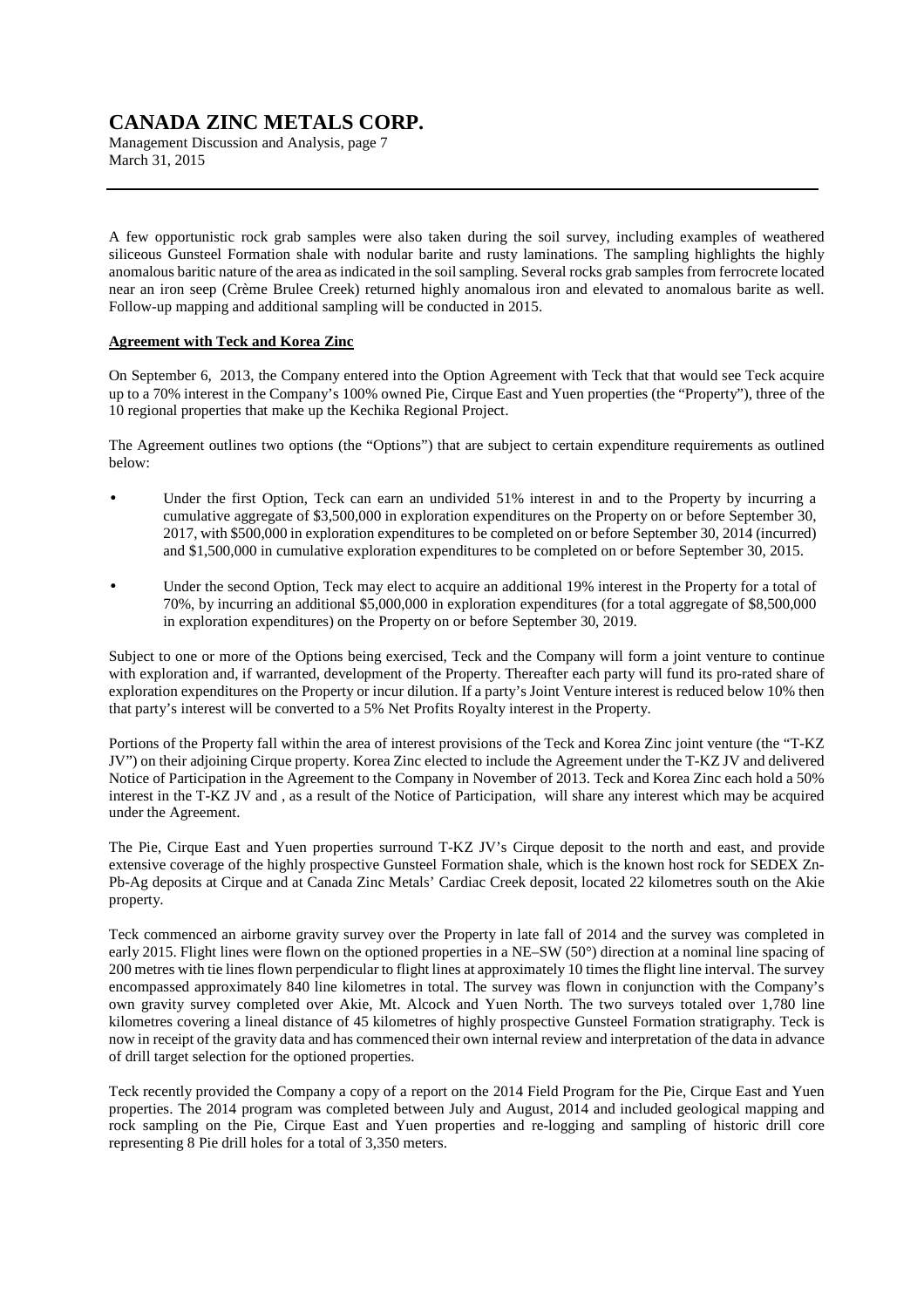A few opportunistic rock grab samples were also taken during the soil survey, including examples of weathered siliceous Gunsteel Formation shale with nodular barite and rusty laminations. The sampling highlights the highly anomalous baritic nature of the area as indicated in the soil sampling. Several rocks grab samples from ferrocrete located near an iron seep (Crème Brulee Creek) returned highly anomalous iron and elevated to anomalous barite as well. Follow-up mapping and additional sampling will be conducted in 2015.

**Agreement with Teck and Korea Zinc**

On September 6, 2013, the Company entered into the Option Agreement with Teck that that would see Teck acquire up to a 70% interest in the Company's 100% owned Pie, Cirque East and Yuen properties (the "Property"), three of the 10 regional properties that make up the Kechika Regional Project.

The Agreement outlines two options (the "Options") that are subject to certain expenditure requirements as outlined below:

- Under the first Option, Teck can earn an undivided 51% interest in and to the Property by incurring a cumulative aggregate of $3,500,000 in exploration expenditures on the Property on or before September 30, 2017, with $500,000 in exploration expenditures to be completed on or before September 30, 2014 (incurred) and $1,500,000 in cumulative exploration expenditures to be completed on or before September 30, 2015.
- Under the second Option, Teck may elect to acquire an additional 19% interest in the Property for a total of 70%, by incurring an additional $5,000,000 in exploration expenditures (for a total aggregate of $8,500,000 in exploration expenditures) on the Property on or before September 30, 2019.

Subject to one or more of the Options being exercised, Teck and the Company will form a joint venture to continue with exploration and, if warranted, development of the Property. Thereafter each party will fund its pro-rated share of exploration expenditures on the Property or incur dilution. If a party's Joint Venture interest is reduced below 10% then that party's interest will be converted to a 5% Net Profits Royalty interest in the Property.

Portions of the Property fall within the area of interest provisions of the Teck and Korea Zinc joint venture (the "T-KZ JV") on their adjoining Cirque property. Korea Zinc elected to include the Agreement under the T-KZ JV and delivered Notice of Participation in the Agreement to the Company in November of 2013. Teck and Korea Zinc each hold a 50% interest in the T-KZ JV and , as a result of the Notice of Participation, will share any interest which may be acquired under the Agreement.

The Pie, Cirque East and Yuen properties surround T-KZ JV's Cirque deposit to the north and east, and provide extensive coverage of the highly prospective Gunsteel Formation shale, which is the known host rock for SEDEX Zn-Pb-Ag deposits at Cirque and at Canada Zinc Metals' Cardiac Creek deposit, located 22 kilometres south on the Akie property.

Teck commenced an airborne gravity survey over the Property in late fall of 2014 and the survey was completed in early 2015. Flight lines were flown on the optioned properties in a NE–SW (50°) direction at a nominal line spacing of 200 metres with tie lines flown perpendicular to flight lines at approximately 10 times the flight line interval. The survey encompassed approximately 840 line kilometres in total. The survey was flown in conjunction with the Company's own gravity survey completed over Akie, Mt. Alcock and Yuen North. The two surveys totaled over 1,780 line kilometres covering a lineal distance of 45 kilometres of highly prospective Gunsteel Formation stratigraphy. Teck is now in receipt of the gravity data and has commenced their own internal review and interpretation of the data in advance of drill target selection for the optioned properties.

Teck recently provided the Company a copy of a report on the 2014 Field Program for the Pie, Cirque East and Yuen properties. The 2014 program was completed between July and August, 2014 and included geological mapping and rock sampling on the Pie, Cirque East and Yuen properties and re-logging and sampling of historic drill core representing 8 Pie drill holes for a total of 3,350 meters.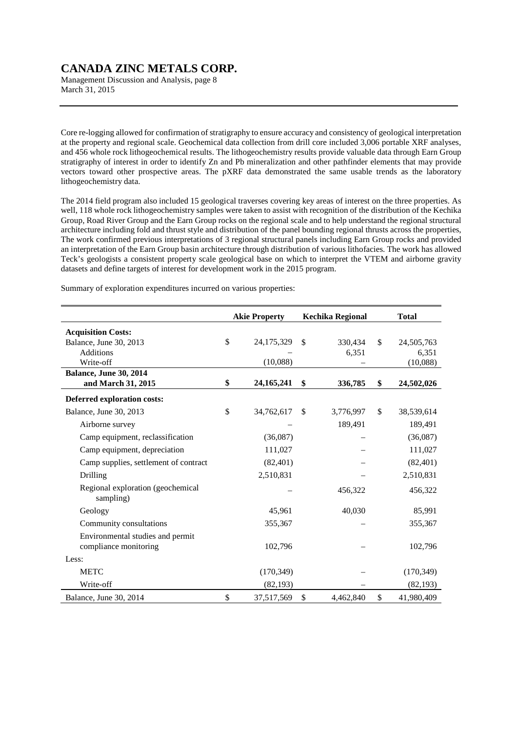Core re-logging allowed for confirmation of stratigraphy to ensure accuracy and consistency of geological interpretation at the property and regional scale. Geochemical data collection from drill core included 3,006 portable XRF analyses, and 456 whole rock lithogeochemical results. The lithogeochemistry results provide valuable data through Earn Group stratigraphy of interest in order to identify Zn and Pb mineralization and other pathfinder elements that may provide vectors toward other prospective areas. The pXRF data demonstrated the same usable trends as the laboratory lithogeochemistry data.

The 2014 field program also included 15 geological traverses covering key areas of interest on the three properties. As well, 118 whole rock lithogeochemistry samples were taken to assist with recognition of the distribution of the Kechika Group, Road River Group and the Earn Group rocks on the regional scale and to help understand the regional structural architecture including fold and thrust style and distribution of the panel bounding regional thrusts across the properties, The work confirmed previous interpretations of 3 regional structural panels including Earn Group rocks and provided an interpretation of the Earn Group basin architecture through distribution of various lithofacies. The work has allowed Teck's geologists a consistent property scale geological base on which to interpret the VTEM and airborne gravity datasets and define targets of interest for development work in the 2015 program.

Summary of exploration expenditures incurred on various properties:

| | Akie Property | Kechika Regional | Total |
|---|---|---|---|
| **Acquisition Costs:** | | | |
| Balance, June 30, 2013 | $ 24,175,329 | $ 330,434 | $ 24,505,763 |
| Additions | – | 6,351 | 6,351 |
| Write-off | (10,088) | – | (10,088) |
| **Balance, June 30, 2014 and March 31, 2015** | **$ 24,165,241** | **$ 336,785** | **$ 24,502,026** |
| **Deferred exploration costs:** | | | |
| Balance, June 30, 2013 | $ 34,762,617 | $ 3,776,997 | $ 38,539,614 |
| Airborne survey | – | 189,491 | 189,491 |
| Camp equipment, reclassification | (36,087) | – | (36,087) |
| Camp equipment, depreciation | 111,027 | – | 111,027 |
| Camp supplies, settlement of contract | (82,401) | – | (82,401) |
| Drilling | 2,510,831 | – | 2,510,831 |
| Regional exploration (geochemical sampling) | – | 456,322 | 456,322 |
| Geology | 45,961 | 40,030 | 85,991 |
| Community consultations | 355,367 | – | 355,367 |
| Environmental studies and permit compliance monitoring | 102,796 | – | 102,796 |
| Less: | | | |
| METC | (170,349) | – | (170,349) |
| Write-off | (82,193) | – | (82,193) |
| Balance, June 30, 2014 | $ 37,517,569 | $ 4,462,840 | $ 41,980,409 |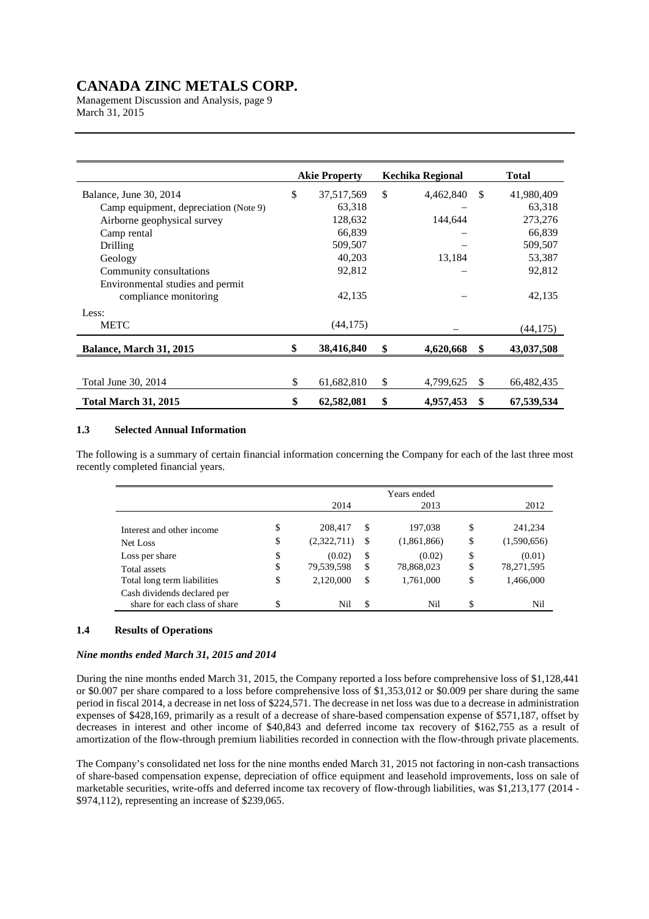|  | Akie Property | Kechika Regional | Total |
|---|---|---|---|
| Balance, June 30, 2014 | $ 37,517,569 | $ 4,462,840 | $ 41,980,409 |
| Camp equipment, depreciation (Note 9) | 63,318 | – | 63,318 |
| Airborne geophysical survey | 128,632 | 144,644 | 273,276 |
| Camp rental | 66,839 | – | 66,839 |
| Drilling | 509,507 | – | 509,507 |
| Geology | 40,203 | 13,184 | 53,387 |
| Community consultations | 92,812 | – | 92,812 |
| Environmental studies and permit compliance monitoring | 42,135 | – | 42,135 |
| Less: |  |  |  |
| METC | (44,175) | – | (44,175) |
| **Balance, March 31, 2015** | **$ 38,416,840** | **$ 4,620,668** | **$ 43,037,508** |
|  |  |  |  |
| Total June 30, 2014 | $ 61,682,810 | $ 4,799,625 | $ 66,482,435 |
| **Total March 31, 2015** | **$ 62,582,081** | **$ 4,957,453** | **$ 67,539,534** |

### 1.3 Selected Annual Information

The following is a summary of certain financial information concerning the Company for each of the last three most recently completed financial years.

|  | Years ended |  |  |
|---|---|---|---|
|  | 2014 | 2013 | 2012 |
| Interest and other income | $ 208,417 | $ 197,038 | $ 241,234 |
| Net Loss | $ (2,322,711) | $ (1,861,866) | $ (1,590,656) |
| Loss per share | $ (0.02) | $ (0.02) | $ (0.01) |
| Total assets | $ 79,539,598 | $ 78,868,023 | $ 78,271,595 |
| Total long term liabilities | $ 2,120,000 | $ 1,761,000 | $ 1,466,000 |
| Cash dividends declared per share for each class of share | $ Nil | $ Nil | $ Nil |

### 1.4 Results of Operations

***Nine months ended March 31, 2015 and 2014***

During the nine months ended March 31, 2015, the Company reported a loss before comprehensive loss of $1,128,441 or $0.007 per share compared to a loss before comprehensive loss of $1,353,012 or $0.009 per share during the same period in fiscal 2014, a decrease in net loss of $224,571. The decrease in net loss was due to a decrease in administration expenses of $428,169, primarily as a result of a decrease of share-based compensation expense of $571,187, offset by decreases in interest and other income of $40,843 and deferred income tax recovery of $162,755 as a result of amortization of the flow-through premium liabilities recorded in connection with the flow-through private placements.

The Company's consolidated net loss for the nine months ended March 31, 2015 not factoring in non-cash transactions of share-based compensation expense, depreciation of office equipment and leasehold improvements, loss on sale of marketable securities, write-offs and deferred income tax recovery of flow-through liabilities, was $1,213,177 (2014 - $974,112), representing an increase of $239,065.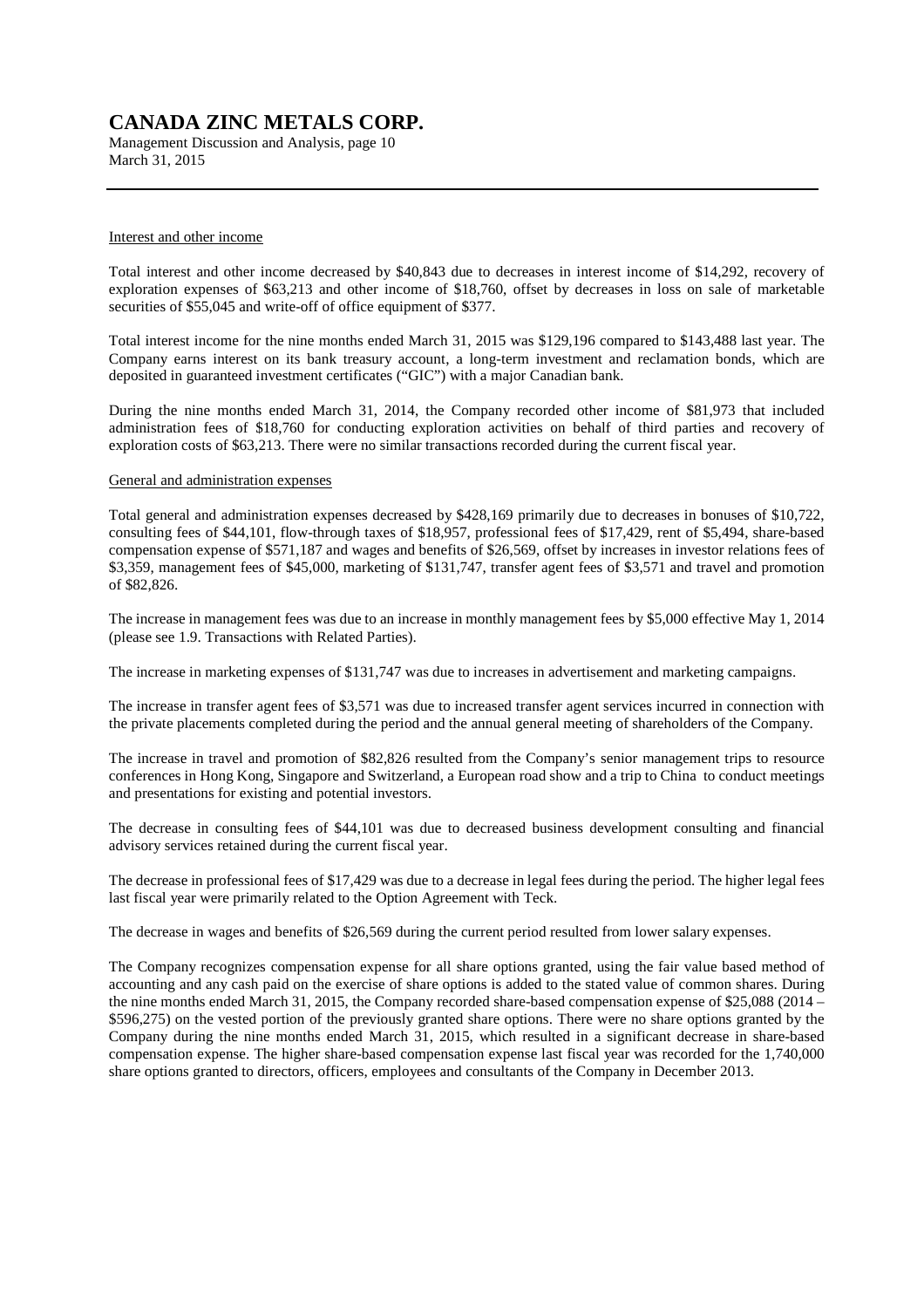Interest and other income

Total interest and other income decreased by $40,843 due to decreases in interest income of $14,292, recovery of exploration expenses of $63,213 and other income of $18,760, offset by decreases in loss on sale of marketable securities of $55,045 and write-off of office equipment of $377.

Total interest income for the nine months ended March 31, 2015 was $129,196 compared to $143,488 last year. The Company earns interest on its bank treasury account, a long-term investment and reclamation bonds, which are deposited in guaranteed investment certificates ("GIC") with a major Canadian bank.

During the nine months ended March 31, 2014, the Company recorded other income of $81,973 that included administration fees of $18,760 for conducting exploration activities on behalf of third parties and recovery of exploration costs of $63,213. There were no similar transactions recorded during the current fiscal year.

General and administration expenses

Total general and administration expenses decreased by $428,169 primarily due to decreases in bonuses of $10,722, consulting fees of $44,101, flow-through taxes of $18,957, professional fees of $17,429, rent of $5,494, share-based compensation expense of $571,187 and wages and benefits of $26,569, offset by increases in investor relations fees of $3,359, management fees of $45,000, marketing of $131,747, transfer agent fees of $3,571 and travel and promotion of $82,826.

The increase in management fees was due to an increase in monthly management fees by $5,000 effective May 1, 2014 (please see 1.9. Transactions with Related Parties).

The increase in marketing expenses of $131,747 was due to increases in advertisement and marketing campaigns.

The increase in transfer agent fees of $3,571 was due to increased transfer agent services incurred in connection with the private placements completed during the period and the annual general meeting of shareholders of the Company.

The increase in travel and promotion of $82,826 resulted from the Company's senior management trips to resource conferences in Hong Kong, Singapore and Switzerland, a European road show and a trip to China to conduct meetings and presentations for existing and potential investors.

The decrease in consulting fees of $44,101 was due to decreased business development consulting and financial advisory services retained during the current fiscal year.

The decrease in professional fees of $17,429 was due to a decrease in legal fees during the period. The higher legal fees last fiscal year were primarily related to the Option Agreement with Teck.

The decrease in wages and benefits of $26,569 during the current period resulted from lower salary expenses.

The Company recognizes compensation expense for all share options granted, using the fair value based method of accounting and any cash paid on the exercise of share options is added to the stated value of common shares. During the nine months ended March 31, 2015, the Company recorded share-based compensation expense of $25,088 (2014 – $596,275) on the vested portion of the previously granted share options. There were no share options granted by the Company during the nine months ended March 31, 2015, which resulted in a significant decrease in share-based compensation expense. The higher share-based compensation expense last fiscal year was recorded for the 1,740,000 share options granted to directors, officers, employees and consultants of the Company in December 2013.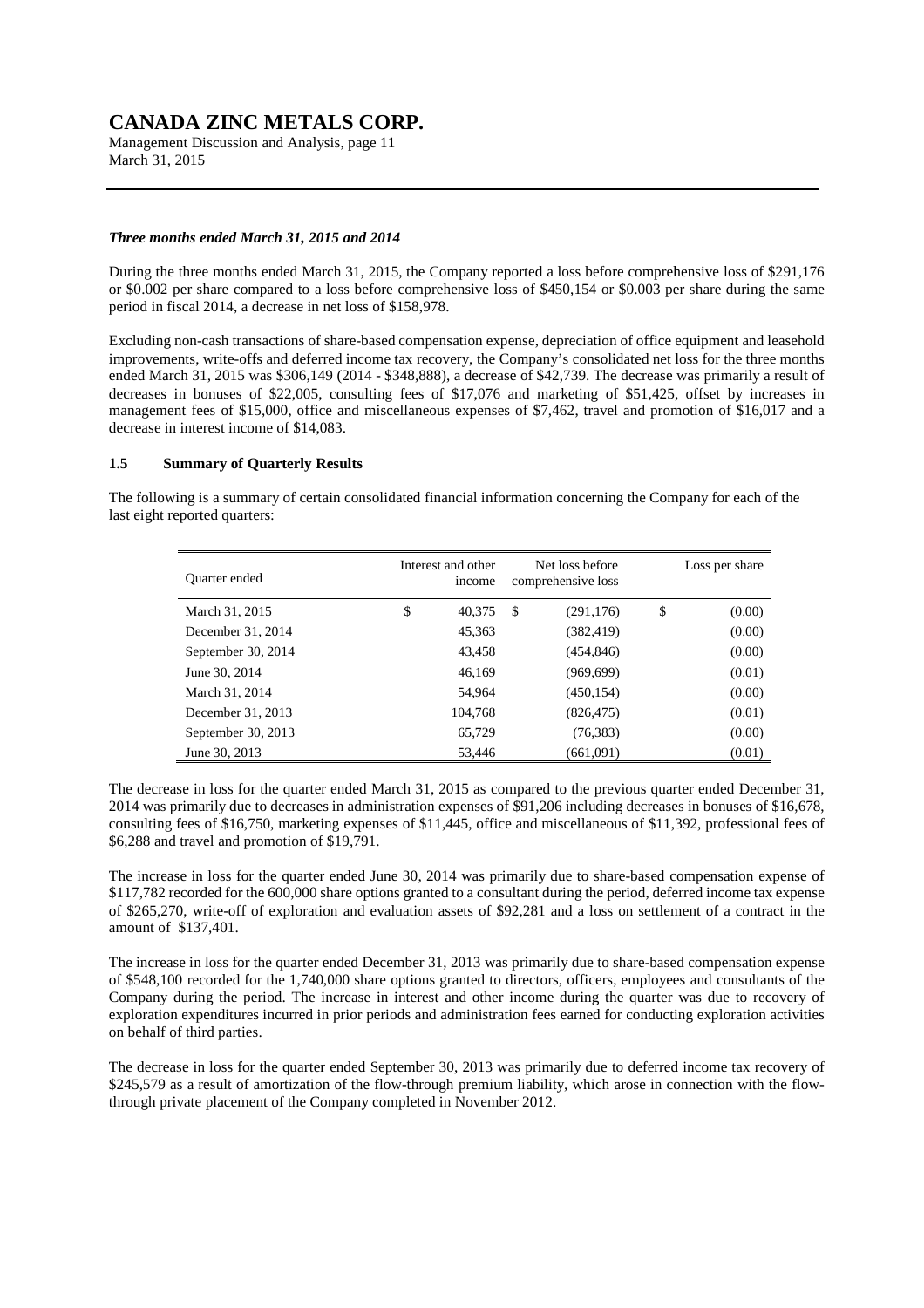### *Three months ended March 31, 2015 and 2014*

During the three months ended March 31, 2015, the Company reported a loss before comprehensive loss of $291,176 or $0.002 per share compared to a loss before comprehensive loss of $450,154 or $0.003 per share during the same period in fiscal 2014, a decrease in net loss of $158,978.

Excluding non-cash transactions of share-based compensation expense, depreciation of office equipment and leasehold improvements, write-offs and deferred income tax recovery, the Company's consolidated net loss for the three months ended March 31, 2015 was $306,149 (2014 - $348,888), a decrease of $42,739. The decrease was primarily a result of decreases in bonuses of $22,005, consulting fees of $17,076 and marketing of $51,425, offset by increases in management fees of $15,000, office and miscellaneous expenses of $7,462, travel and promotion of $16,017 and a decrease in interest income of $14,083.

### 1.5 Summary of Quarterly Results

The following is a summary of certain consolidated financial information concerning the Company for each of the last eight reported quarters:

| Quarter ended | Interest and other income | Net loss before comprehensive loss | Loss per share |
|---|---|---|---|
| March 31, 2015 | $ 40,375 | $ (291,176) | $ (0.00) |
| December 31, 2014 | 45,363 | (382,419) | (0.00) |
| September 30, 2014 | 43,458 | (454,846) | (0.00) |
| June 30, 2014 | 46,169 | (969,699) | (0.01) |
| March 31, 2014 | 54,964 | (450,154) | (0.00) |
| December 31, 2013 | 104,768 | (826,475) | (0.01) |
| September 30, 2013 | 65,729 | (76,383) | (0.00) |
| June 30, 2013 | 53,446 | (661,091) | (0.01) |

The decrease in loss for the quarter ended March 31, 2015 as compared to the previous quarter ended December 31, 2014 was primarily due to decreases in administration expenses of $91,206 including decreases in bonuses of $16,678, consulting fees of $16,750, marketing expenses of $11,445, office and miscellaneous of $11,392, professional fees of $6,288 and travel and promotion of $19,791.

The increase in loss for the quarter ended June 30, 2014 was primarily due to share-based compensation expense of $117,782 recorded for the 600,000 share options granted to a consultant during the period, deferred income tax expense of $265,270, write-off of exploration and evaluation assets of $92,281 and a loss on settlement of a contract in the amount of $137,401.

The increase in loss for the quarter ended December 31, 2013 was primarily due to share-based compensation expense of $548,100 recorded for the 1,740,000 share options granted to directors, officers, employees and consultants of the Company during the period. The increase in interest and other income during the quarter was due to recovery of exploration expenditures incurred in prior periods and administration fees earned for conducting exploration activities on behalf of third parties.

The decrease in loss for the quarter ended September 30, 2013 was primarily due to deferred income tax recovery of $245,579 as a result of amortization of the flow-through premium liability, which arose in connection with the flow-through private placement of the Company completed in November 2012.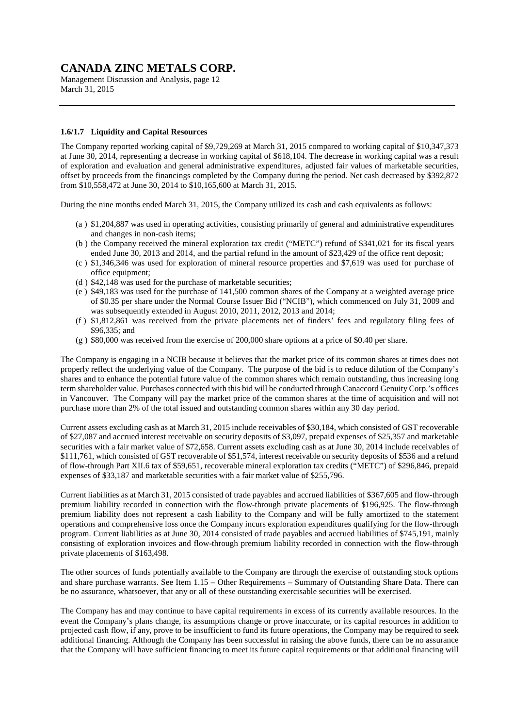### 1.6/1.7 Liquidity and Capital Resources

The Company reported working capital of $9,729,269 at March 31, 2015 compared to working capital of $10,347,373 at June 30, 2014, representing a decrease in working capital of $618,104. The decrease in working capital was a result of exploration and evaluation and general administrative expenditures, adjusted fair values of marketable securities, offset by proceeds from the financings completed by the Company during the period. Net cash decreased by $392,872 from $10,558,472 at June 30, 2014 to $10,165,600 at March 31, 2015.

During the nine months ended March 31, 2015, the Company utilized its cash and cash equivalents as follows:

(a ) $1,204,887 was used in operating activities, consisting primarily of general and administrative expenditures and changes in non-cash items;

(b ) the Company received the mineral exploration tax credit ("METC") refund of $341,021 for its fiscal years ended June 30, 2013 and 2014, and the partial refund in the amount of $23,429 of the office rent deposit;

(c ) $1,346,346 was used for exploration of mineral resource properties and $7,619 was used for purchase of office equipment;

(d ) $42,148 was used for the purchase of marketable securities;

(e ) $49,183 was used for the purchase of 141,500 common shares of the Company at a weighted average price of $0.35 per share under the Normal Course Issuer Bid ("NCIB"), which commenced on July 31, 2009 and was subsequently extended in August 2010, 2011, 2012, 2013 and 2014;

(f ) $1,812,861 was received from the private placements net of finders' fees and regulatory filing fees of $96,335; and

(g ) $80,000 was received from the exercise of 200,000 share options at a price of $0.40 per share.

The Company is engaging in a NCIB because it believes that the market price of its common shares at times does not properly reflect the underlying value of the Company. The purpose of the bid is to reduce dilution of the Company's shares and to enhance the potential future value of the common shares which remain outstanding, thus increasing long term shareholder value. Purchases connected with this bid will be conducted through Canaccord Genuity Corp.'s offices in Vancouver. The Company will pay the market price of the common shares at the time of acquisition and will not purchase more than 2% of the total issued and outstanding common shares within any 30 day period.

Current assets excluding cash as at March 31, 2015 include receivables of $30,184, which consisted of GST recoverable of $27,087 and accrued interest receivable on security deposits of $3,097, prepaid expenses of $25,357 and marketable securities with a fair market value of $72,658. Current assets excluding cash as at June 30, 2014 include receivables of $111,761, which consisted of GST recoverable of $51,574, interest receivable on security deposits of $536 and a refund of flow-through Part XII.6 tax of $59,651, recoverable mineral exploration tax credits ("METC") of $296,846, prepaid expenses of $33,187 and marketable securities with a fair market value of $255,796.

Current liabilities as at March 31, 2015 consisted of trade payables and accrued liabilities of $367,605 and flow-through premium liability recorded in connection with the flow-through private placements of $196,925. The flow-through premium liability does not represent a cash liability to the Company and will be fully amortized to the statement operations and comprehensive loss once the Company incurs exploration expenditures qualifying for the flow-through program. Current liabilities as at June 30, 2014 consisted of trade payables and accrued liabilities of $745,191, mainly consisting of exploration invoices and flow-through premium liability recorded in connection with the flow-through private placements of $163,498.

The other sources of funds potentially available to the Company are through the exercise of outstanding stock options and share purchase warrants. See Item 1.15 – Other Requirements – Summary of Outstanding Share Data. There can be no assurance, whatsoever, that any or all of these outstanding exercisable securities will be exercised.

The Company has and may continue to have capital requirements in excess of its currently available resources. In the event the Company's plans change, its assumptions change or prove inaccurate, or its capital resources in addition to projected cash flow, if any, prove to be insufficient to fund its future operations, the Company may be required to seek additional financing. Although the Company has been successful in raising the above funds, there can be no assurance that the Company will have sufficient financing to meet its future capital requirements or that additional financing will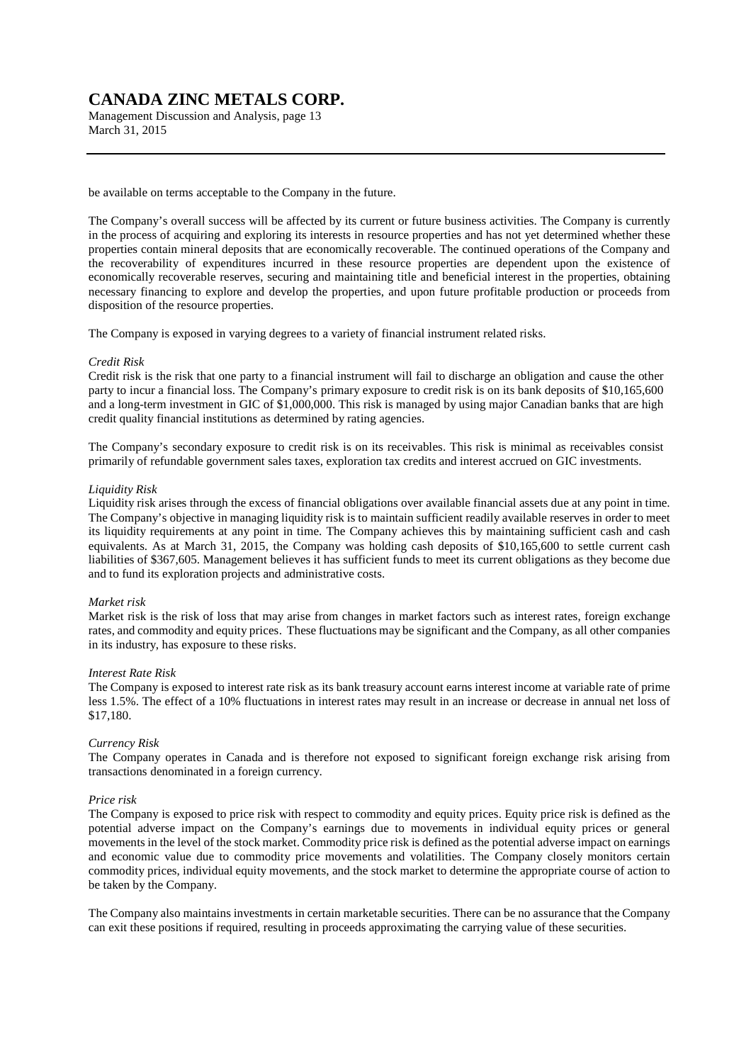be available on terms acceptable to the Company in the future.

The Company's overall success will be affected by its current or future business activities. The Company is currently in the process of acquiring and exploring its interests in resource properties and has not yet determined whether these properties contain mineral deposits that are economically recoverable. The continued operations of the Company and the recoverability of expenditures incurred in these resource properties are dependent upon the existence of economically recoverable reserves, securing and maintaining title and beneficial interest in the properties, obtaining necessary financing to explore and develop the properties, and upon future profitable production or proceeds from disposition of the resource properties.

The Company is exposed in varying degrees to a variety of financial instrument related risks.

*Credit Risk*
Credit risk is the risk that one party to a financial instrument will fail to discharge an obligation and cause the other party to incur a financial loss. The Company's primary exposure to credit risk is on its bank deposits of $10,165,600 and a long-term investment in GIC of $1,000,000. This risk is managed by using major Canadian banks that are high credit quality financial institutions as determined by rating agencies.

The Company's secondary exposure to credit risk is on its receivables. This risk is minimal as receivables consist primarily of refundable government sales taxes, exploration tax credits and interest accrued on GIC investments.

*Liquidity Risk*
Liquidity risk arises through the excess of financial obligations over available financial assets due at any point in time. The Company's objective in managing liquidity risk is to maintain sufficient readily available reserves in order to meet its liquidity requirements at any point in time. The Company achieves this by maintaining sufficient cash and cash equivalents. As at March 31, 2015, the Company was holding cash deposits of $10,165,600 to settle current cash liabilities of $367,605. Management believes it has sufficient funds to meet its current obligations as they become due and to fund its exploration projects and administrative costs.

*Market risk*
Market risk is the risk of loss that may arise from changes in market factors such as interest rates, foreign exchange rates, and commodity and equity prices. These fluctuations may be significant and the Company, as all other companies in its industry, has exposure to these risks.

*Interest Rate Risk*
The Company is exposed to interest rate risk as its bank treasury account earns interest income at variable rate of prime less 1.5%. The effect of a 10% fluctuations in interest rates may result in an increase or decrease in annual net loss of $17,180.

*Currency Risk*
The Company operates in Canada and is therefore not exposed to significant foreign exchange risk arising from transactions denominated in a foreign currency.

*Price risk*
The Company is exposed to price risk with respect to commodity and equity prices. Equity price risk is defined as the potential adverse impact on the Company's earnings due to movements in individual equity prices or general movements in the level of the stock market. Commodity price risk is defined as the potential adverse impact on earnings and economic value due to commodity price movements and volatilities. The Company closely monitors certain commodity prices, individual equity movements, and the stock market to determine the appropriate course of action to be taken by the Company.

The Company also maintains investments in certain marketable securities. There can be no assurance that the Company can exit these positions if required, resulting in proceeds approximating the carrying value of these securities.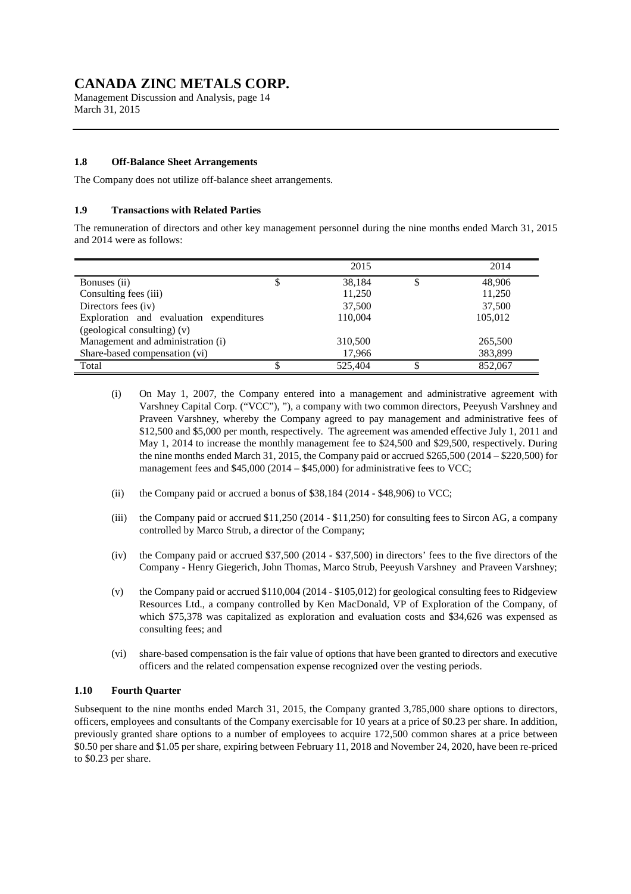### 1.8 Off-Balance Sheet Arrangements

The Company does not utilize off-balance sheet arrangements.

### 1.9 Transactions with Related Parties

The remuneration of directors and other key management personnel during the nine months ended March 31, 2015 and 2014 were as follows:

| | | 2015 | | 2014 |
|---|---|---|---|---|
| Bonuses (ii) | $ | 38,184 | $ | 48,906 |
| Consulting fees (iii) | | 11,250 | | 11,250 |
| Directors fees (iv) | | 37,500 | | 37,500 |
| Exploration and evaluation expenditures (geological consulting) (v) | | 110,004 | | 105,012 |
| Management and administration (i) | | 310,500 | | 265,500 |
| Share-based compensation (vi) | | 17,966 | | 383,899 |
| Total | $ | 525,404 | $ | 852,067 |

(i) On May 1, 2007, the Company entered into a management and administrative agreement with Varshney Capital Corp. ("VCC"), "), a company with two common directors, Peeyush Varshney and Praveen Varshney, whereby the Company agreed to pay management and administrative fees of $12,500 and $5,000 per month, respectively. The agreement was amended effective July 1, 2011 and May 1, 2014 to increase the monthly management fee to $24,500 and $29,500, respectively. During the nine months ended March 31, 2015, the Company paid or accrued $265,500 (2014 – $220,500) for management fees and $45,000 (2014 – $45,000) for administrative fees to VCC;

(ii) the Company paid or accrued a bonus of $38,184 (2014 - $48,906) to VCC;

(iii) the Company paid or accrued $11,250 (2014 - $11,250) for consulting fees to Sircon AG, a company controlled by Marco Strub, a director of the Company;

(iv) the Company paid or accrued $37,500 (2014 - $37,500) in directors' fees to the five directors of the Company - Henry Giegerich, John Thomas, Marco Strub, Peeyush Varshney and Praveen Varshney;

(v) the Company paid or accrued $110,004 (2014 - $105,012) for geological consulting fees to Ridgeview Resources Ltd., a company controlled by Ken MacDonald, VP of Exploration of the Company, of which $75,378 was capitalized as exploration and evaluation costs and $34,626 was expensed as consulting fees; and

(vi) share-based compensation is the fair value of options that have been granted to directors and executive officers and the related compensation expense recognized over the vesting periods.

### 1.10 Fourth Quarter

Subsequent to the nine months ended March 31, 2015, the Company granted 3,785,000 share options to directors, officers, employees and consultants of the Company exercisable for 10 years at a price of $0.23 per share. In addition, previously granted share options to a number of employees to acquire 172,500 common shares at a price between $0.50 per share and $1.05 per share, expiring between February 11, 2018 and November 24, 2020, have been re-priced to $0.23 per share.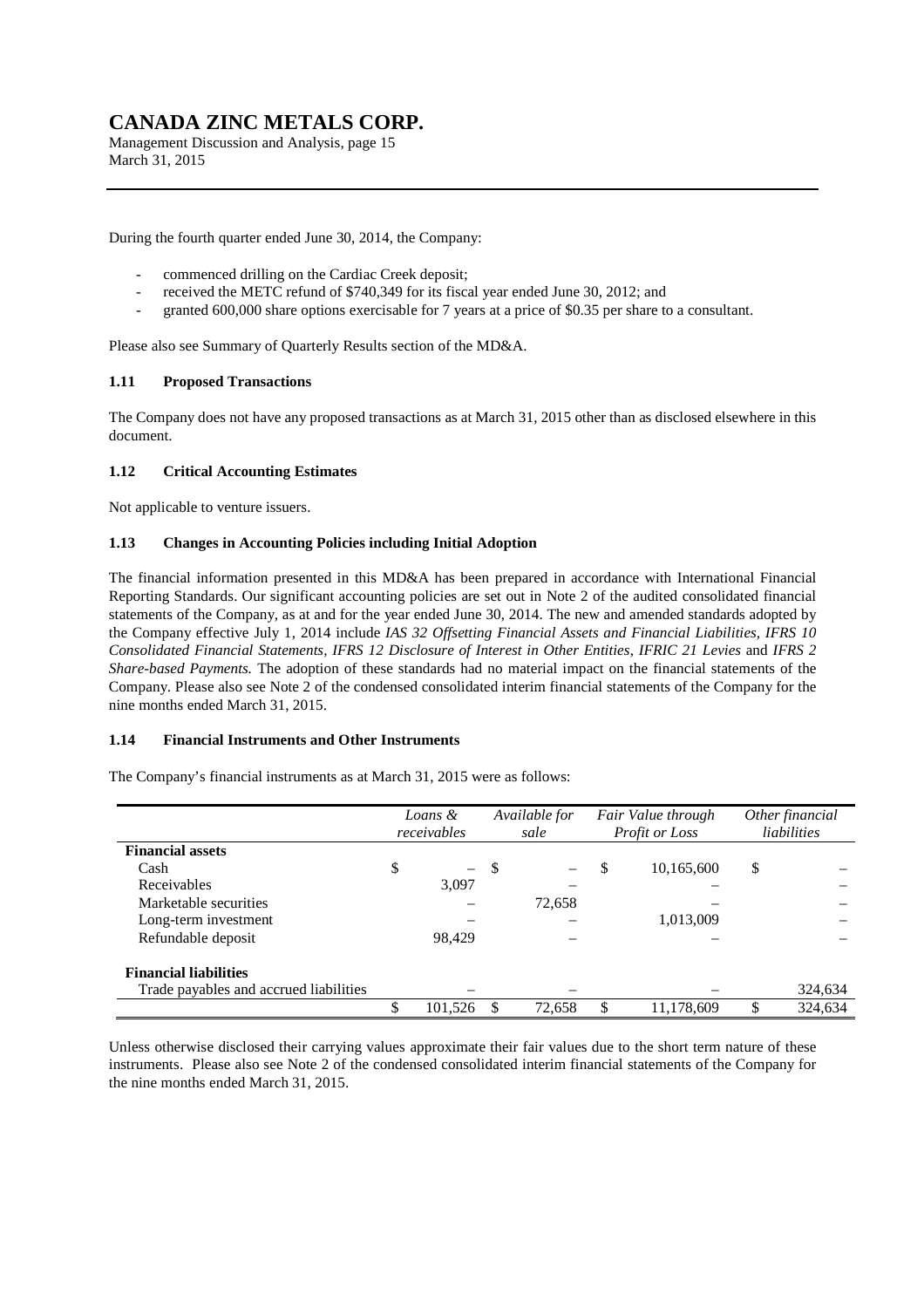During the fourth quarter ended June 30, 2014, the Company:

- commenced drilling on the Cardiac Creek deposit;
- received the METC refund of $740,349 for its fiscal year ended June 30, 2012; and
- granted 600,000 share options exercisable for 7 years at a price of $0.35 per share to a consultant.

Please also see Summary of Quarterly Results section of the MD&A.

### 1.11 Proposed Transactions

The Company does not have any proposed transactions as at March 31, 2015 other than as disclosed elsewhere in this document.

### 1.12 Critical Accounting Estimates

Not applicable to venture issuers.

### 1.13 Changes in Accounting Policies including Initial Adoption

The financial information presented in this MD&A has been prepared in accordance with International Financial Reporting Standards. Our significant accounting policies are set out in Note 2 of the audited consolidated financial statements of the Company, as at and for the year ended June 30, 2014. The new and amended standards adopted by the Company effective July 1, 2014 include *IAS 32 Offsetting Financial Assets and Financial Liabilities, IFRS 10 Consolidated Financial Statements, IFRS 12 Disclosure of Interest in Other Entities, IFRIC 21 Levies* and *IFRS 2 Share-based Payments.* The adoption of these standards had no material impact on the financial statements of the Company. Please also see Note 2 of the condensed consolidated interim financial statements of the Company for the nine months ended March 31, 2015.

### 1.14 Financial Instruments and Other Instruments

The Company's financial instruments as at March 31, 2015 were as follows:

| | *Loans & receivables* | *Available for sale* | *Fair Value through Profit or Loss* | *Other financial liabilities* |
|---|---|---|---|---|
| **Financial assets** | | | | |
| Cash | $ – | $ – | $ 10,165,600 | $ – |
| Receivables | 3,097 | – | – | – |
| Marketable securities | – | 72,658 | – | – |
| Long-term investment | – | – | 1,013,009 | – |
| Refundable deposit | 98,429 | – | – | – |
| **Financial liabilities** | | | | |
| Trade payables and accrued liabilities | – | – | – | 324,634 |
| | $ 101,526 | $ 72,658 | $ 11,178,609 | $ 324,634 |

Unless otherwise disclosed their carrying values approximate their fair values due to the short term nature of these instruments. Please also see Note 2 of the condensed consolidated interim financial statements of the Company for the nine months ended March 31, 2015.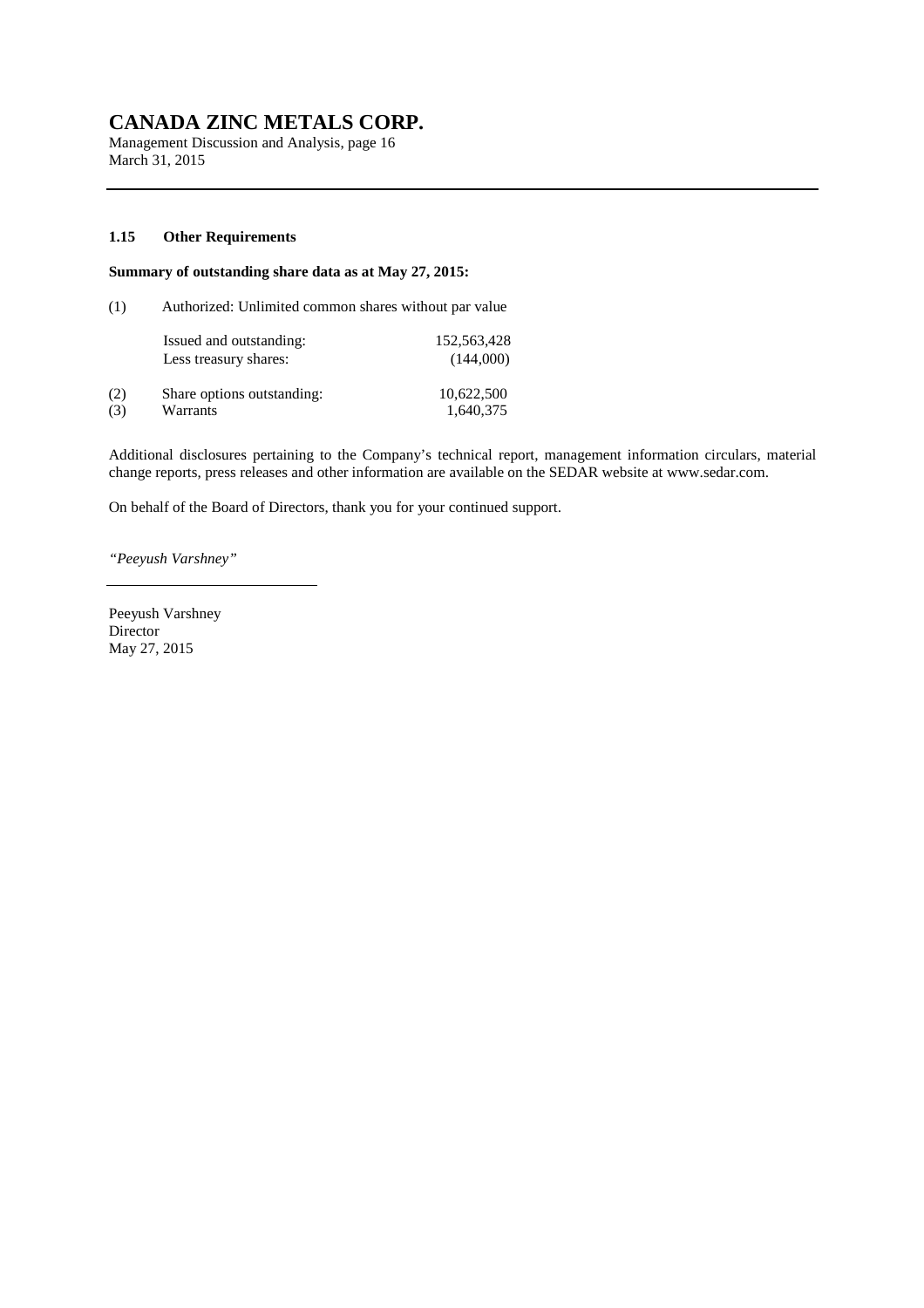### 1.15 Other Requirements

**Summary of outstanding share data as at May 27, 2015:**

| | | |
|---|---|---|
| (1) | Authorized: Unlimited common shares without par value | |
| | Issued and outstanding: | 152,563,428 |
| | Less treasury shares: | (144,000) |
| (2) | Share options outstanding: | 10,622,500 |
| (3) | Warrants | 1,640,375 |

Additional disclosures pertaining to the Company's technical report, management information circulars, material change reports, press releases and other information are available on the SEDAR website at www.sedar.com.

On behalf of the Board of Directors, thank you for your continued support.

*"Peeyush Varshney"*

Peeyush Varshney
Director
May 27, 2015